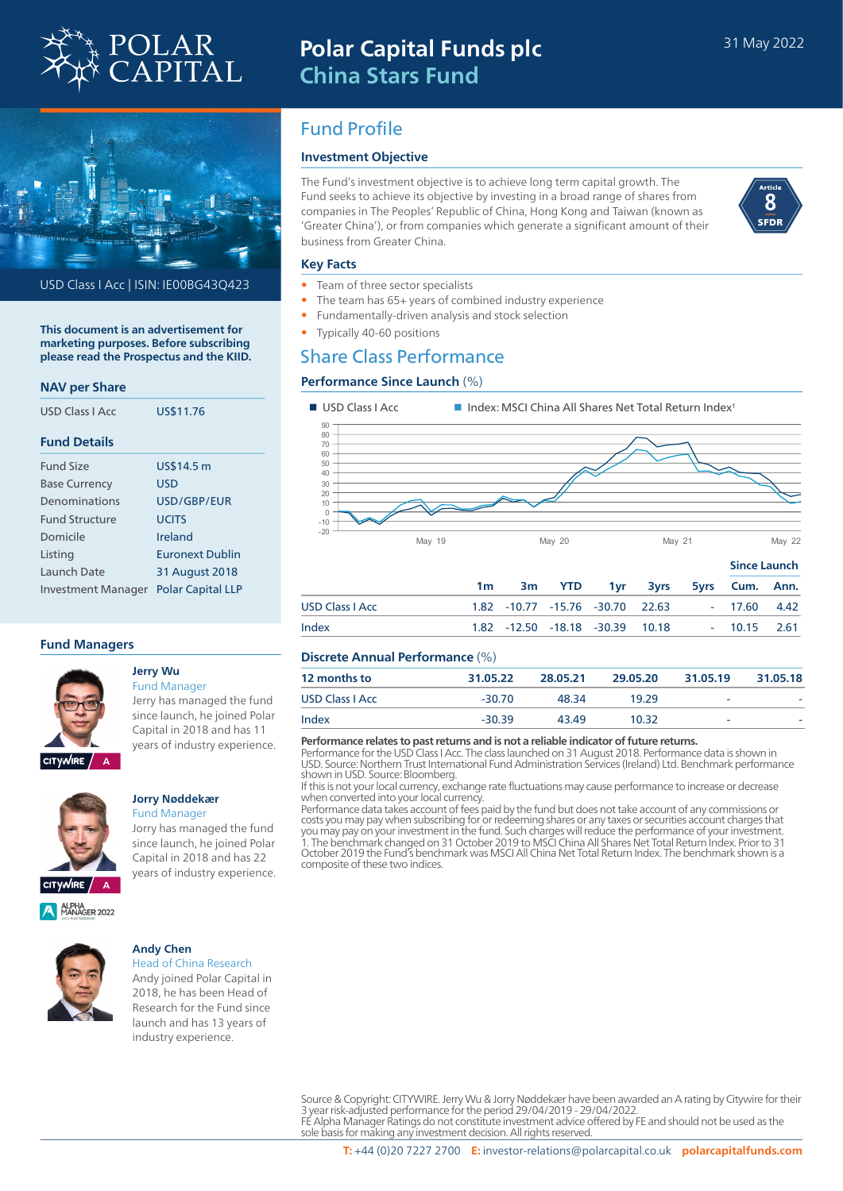# Polar Capital Funds plc
## China Stars Fund

31 May 2022

USD Class I Acc | ISIN: IE00BG43Q423

**This document is an advertisement for marketing purposes. Before subscribing please read the Prospectus and the KIID.**

### NAV per Share

| | |
|---|---|
| USD Class I Acc | US$11.76 |

### Fund Details

| | |
|---|---|
| Fund Size | US$14.5 m |
| Base Currency | USD |
| Denominations | USD/GBP/EUR |
| Fund Structure | UCITS |
| Domicile | Ireland |
| Listing | Euronext Dublin |
| Launch Date | 31 August 2018 |
| Investment Manager | Polar Capital LLP |

### Fund Managers

**Jerry Wu**
Fund Manager
Jerry has managed the fund since launch, he joined Polar Capital in 2018 and has 11 years of industry experience.

CITYWIRE A

**Jorry Nøddekær**
Fund Manager
Jorry has managed the fund since launch, he joined Polar Capital in 2018 and has 22 years of industry experience.

CITYWIRE A

ALPHA MANAGER 2022

**Andy Chen**
Head of China Research
Andy joined Polar Capital in 2018, he has been Head of Research for the Fund since launch and has 13 years of industry experience.

## Fund Profile

### Investment Objective

The Fund's investment objective is to achieve long term capital growth. The Fund seeks to achieve its objective by investing in a broad range of shares from companies in The Peoples' Republic of China, Hong Kong and Taiwan (known as 'Greater China'), or from companies which generate a significant amount of their business from Greater China.

Article 8 SFDR

### Key Facts

- Team of three sector specialists
- The team has 65+ years of combined industry experience
- Fundamentally-driven analysis and stock selection
- Typically 40-60 positions

## Share Class Performance

### Performance Since Launch (%)

■ USD Class I Acc ■ Index: MSCI China All Shares Net Total Return Index[1]

| | | | | | | | Since Launch | |
|---|---|---|---|---|---|---|---|---|
| | 1m | 3m | YTD | 1yr | 3yrs | 5yrs | Cum. | Ann. |
| USD Class I Acc | 1.82 | -10.77 | -15.76 | -30.70 | 22.63 | - | 17.60 | 4.42 |
| Index | 1.82 | -12.50 | -18.18 | -30.39 | 10.18 | - | 10.15 | 2.61 |

### Discrete Annual Performance (%)

| 12 months to | 31.05.22 | 28.05.21 | 29.05.20 | 31.05.19 | 31.05.18 |
|---|---|---|---|---|---|
| USD Class I Acc | -30.70 | 48.34 | 19.29 | - | - |
| Index | -30.39 | 43.49 | 10.32 | - | - |

**Performance relates to past returns and is not a reliable indicator of future returns.**
Performance for the USD Class I Acc. The class launched on 31 August 2018. Performance data is shown in USD. Source: Northern Trust International Fund Administration Services (Ireland) Ltd. Benchmark performance shown in USD. Source: Bloomberg.
If this is not your local currency, exchange rate fluctuations may cause performance to increase or decrease when converted into your local currency.
Performance data takes account of fees paid by the fund but does not take account of any commissions or costs you may pay when subscribing for or redeeming shares or any taxes or securities account charges that you may pay on your investment in the fund. Such charges will reduce the performance of your investment.
1. The benchmark changed on 31 October 2019 to MSCI China All Shares Net Total Return Index. Prior to 31 October 2019 the Fund's benchmark was MSCI All China Net Total Return Index. The benchmark shown is a composite of these two indices.

Source & Copyright: CITYWIRE. Jerry Wu & Jorry Nøddekær have been awarded an A rating by Citywire for their 3 year risk-adjusted performance for the period 29/04/2019 - 29/04/2022.
FE Alpha Manager Ratings do not constitute investment advice offered by FE and should not be used as the sole basis for making any investment decision. All rights reserved.

**T:** +44 (0)20 7227 2700 **E:** investor-relations@polarcapital.co.uk **polarcapitalfunds.com**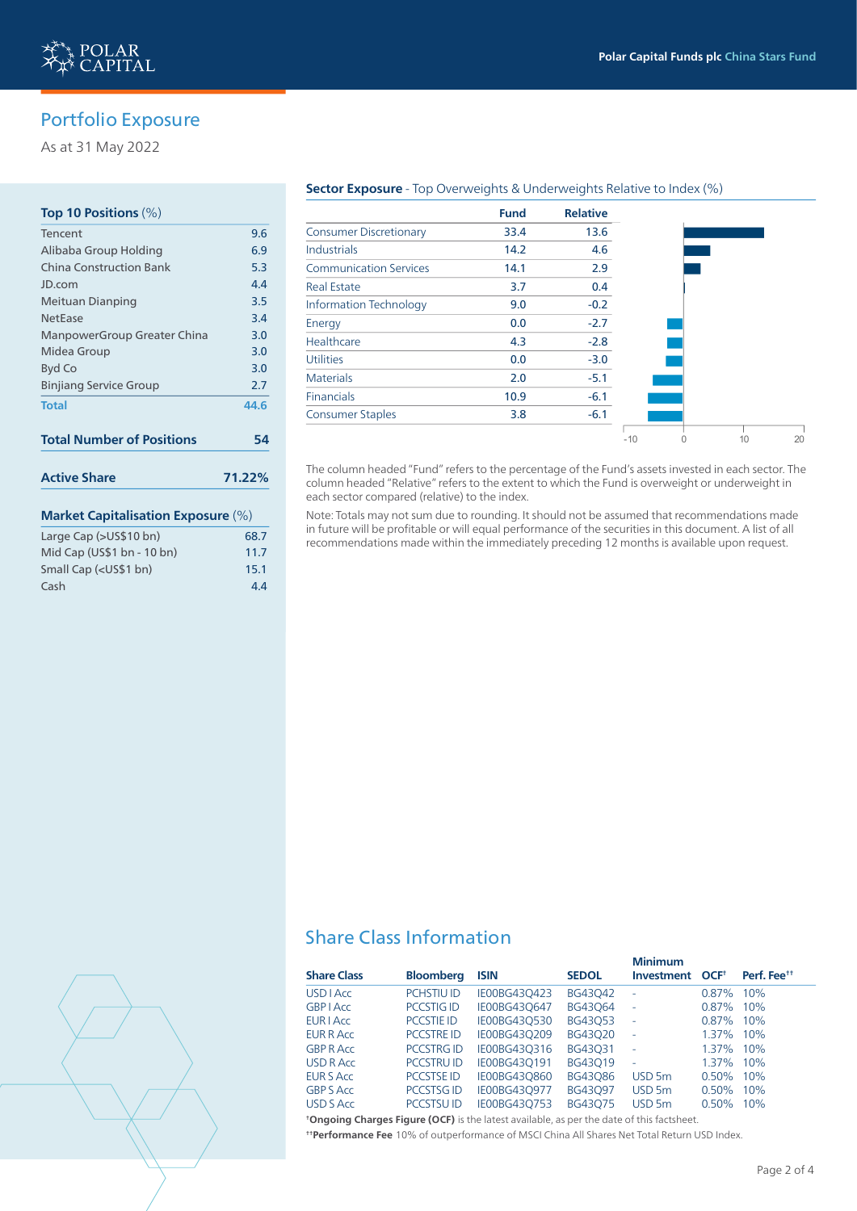## Portfolio Exposure

As at 31 May 2022

**Top 10 Positions** (%)

| | |
|---|---|
| Tencent | 9.6 |
| Alibaba Group Holding | 6.9 |
| China Construction Bank | 5.3 |
| JD.com | 4.4 |
| Meituan Dianping | 3.5 |
| NetEase | 3.4 |
| ManpowerGroup Greater China | 3.0 |
| Midea Group | 3.0 |
| Byd Co | 3.0 |
| Binjiang Service Group | 2.7 |
| **Total** | **44.6** |

**Total Number of Positions** **54**

**Active Share** **71.22%**

**Market Capitalisation Exposure** (%)

| | |
|---|---|
| Large Cap (>US$10 bn) | 68.7 |
| Mid Cap (US$1 bn - 10 bn) | 11.7 |
| Small Cap (<US$1 bn) | 15.1 |
| Cash | 4.4 |

**Sector Exposure** - Top Overweights & Underweights Relative to Index (%)

| | Fund | Relative |
|---|---|---|
| Consumer Discretionary | 33.4 | 13.6 |
| Industrials | 14.2 | 4.6 |
| Communication Services | 14.1 | 2.9 |
| Real Estate | 3.7 | 0.4 |
| Information Technology | 9.0 | -0.2 |
| Energy | 0.0 | -2.7 |
| Healthcare | 4.3 | -2.8 |
| Utilities | 0.0 | -3.0 |
| Materials | 2.0 | -5.1 |
| Financials | 10.9 | -6.1 |
| Consumer Staples | 3.8 | -6.1 |

The column headed "Fund" refers to the percentage of the Fund's assets invested in each sector. The column headed "Relative" refers to the extent to which the Fund is overweight or underweight in each sector compared (relative) to the index.

Note: Totals may not sum due to rounding. It should not be assumed that recommendations made in future will be profitable or will equal performance of the securities in this document. A list of all recommendations made within the immediately preceding 12 months is available upon request.

## Share Class Information

| Share Class | Bloomberg | ISIN | SEDOL | Minimum Investment | OCF† | Perf. Fee†† |
|---|---|---|---|---|---|---|
| USD I Acc | PCHSTIU ID | IE00BG43Q423 | BG43Q42 | - | 0.87% | 10% |
| GBP I Acc | PCCSTIG ID | IE00BG43Q647 | BG43Q64 | - | 0.87% | 10% |
| EUR I Acc | PCCSTIE ID | IE00BG43Q530 | BG43Q53 | - | 0.87% | 10% |
| EUR R Acc | PCCSTRE ID | IE00BG43Q209 | BG43Q20 | - | 1.37% | 10% |
| GBP R Acc | PCCSTRG ID | IE00BG43Q316 | BG43Q31 | - | 1.37% | 10% |
| USD R Acc | PCCSTRU ID | IE00BG43Q191 | BG43Q19 | - | 1.37% | 10% |
| EUR S Acc | PCCSTSE ID | IE00BG43Q860 | BG43Q86 | USD 5m | 0.50% | 10% |
| GBP S Acc | PCCSTSG ID | IE00BG43Q977 | BG43Q97 | USD 5m | 0.50% | 10% |
| USD S Acc | PCCSTSU ID | IE00BG43Q753 | BG43Q75 | USD 5m | 0.50% | 10% |

†**Ongoing Charges Figure (OCF)** is the latest available, as per the date of this factsheet.

††**Performance Fee** 10% of outperformance of MSCI China All Shares Net Total Return USD Index.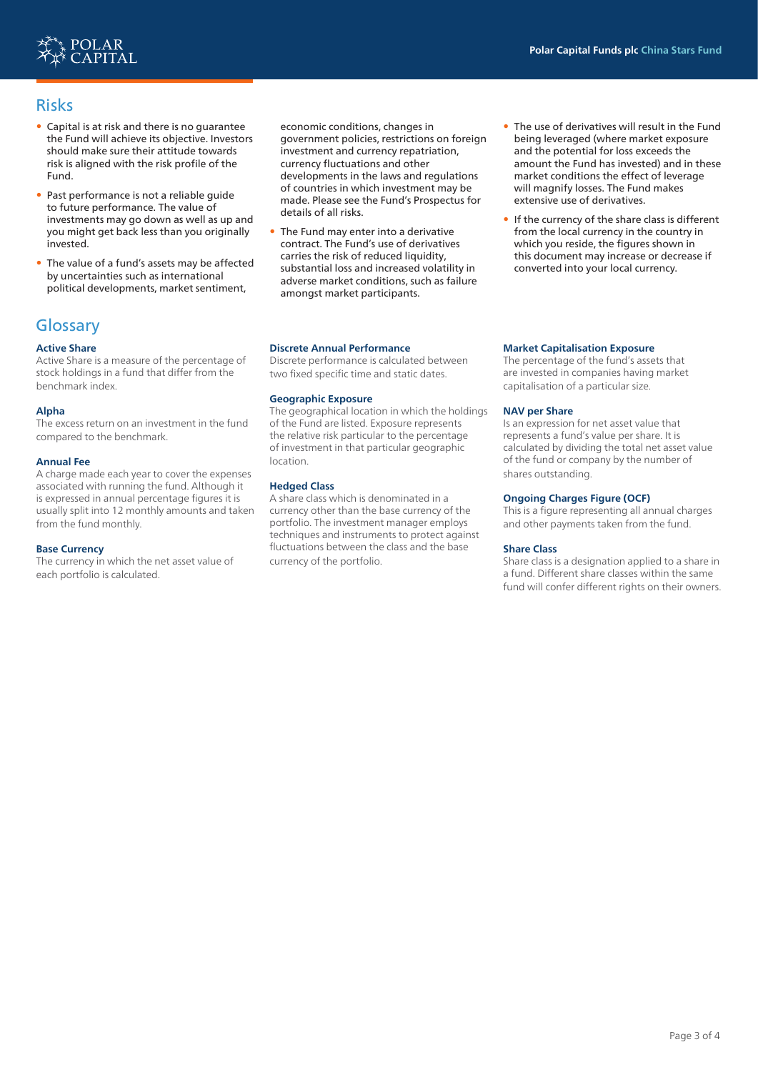## Risks

- Capital is at risk and there is no guarantee the Fund will achieve its objective. Investors should make sure their attitude towards risk is aligned with the risk profile of the Fund.
- Past performance is not a reliable guide to future performance. The value of investments may go down as well as up and you might get back less than you originally invested.
- The value of a fund's assets may be affected by uncertainties such as international political developments, market sentiment, economic conditions, changes in government policies, restrictions on foreign investment and currency repatriation, currency fluctuations and other developments in the laws and regulations of countries in which investment may be made. Please see the Fund's Prospectus for details of all risks.
- The Fund may enter into a derivative contract. The Fund's use of derivatives carries the risk of reduced liquidity, substantial loss and increased volatility in adverse market conditions, such as failure amongst market participants.
- The use of derivatives will result in the Fund being leveraged (where market exposure and the potential for loss exceeds the amount the Fund has invested) and in these market conditions the effect of leverage will magnify losses. The Fund makes extensive use of derivatives.
- If the currency of the share class is different from the local currency in the country in which you reside, the figures shown in this document may increase or decrease if converted into your local currency.

## Glossary

**Active Share**
Active Share is a measure of the percentage of stock holdings in a fund that differ from the benchmark index.

**Alpha**
The excess return on an investment in the fund compared to the benchmark.

**Annual Fee**
A charge made each year to cover the expenses associated with running the fund. Although it is expressed in annual percentage figures it is usually split into 12 monthly amounts and taken from the fund monthly.

**Base Currency**
The currency in which the net asset value of each portfolio is calculated.

**Discrete Annual Performance**
Discrete performance is calculated between two fixed specific time and static dates.

**Geographic Exposure**
The geographical location in which the holdings of the Fund are listed. Exposure represents the relative risk particular to the percentage of investment in that particular geographic location.

**Hedged Class**
A share class which is denominated in a currency other than the base currency of the portfolio. The investment manager employs techniques and instruments to protect against fluctuations between the class and the base currency of the portfolio.

**Market Capitalisation Exposure**
The percentage of the fund's assets that are invested in companies having market capitalisation of a particular size.

**NAV per Share**
Is an expression for net asset value that represents a fund's value per share. It is calculated by dividing the total net asset value of the fund or company by the number of shares outstanding.

**Ongoing Charges Figure (OCF)**
This is a figure representing all annual charges and other payments taken from the fund.

**Share Class**
Share class is a designation applied to a share in a fund. Different share classes within the same fund will confer different rights on their owners.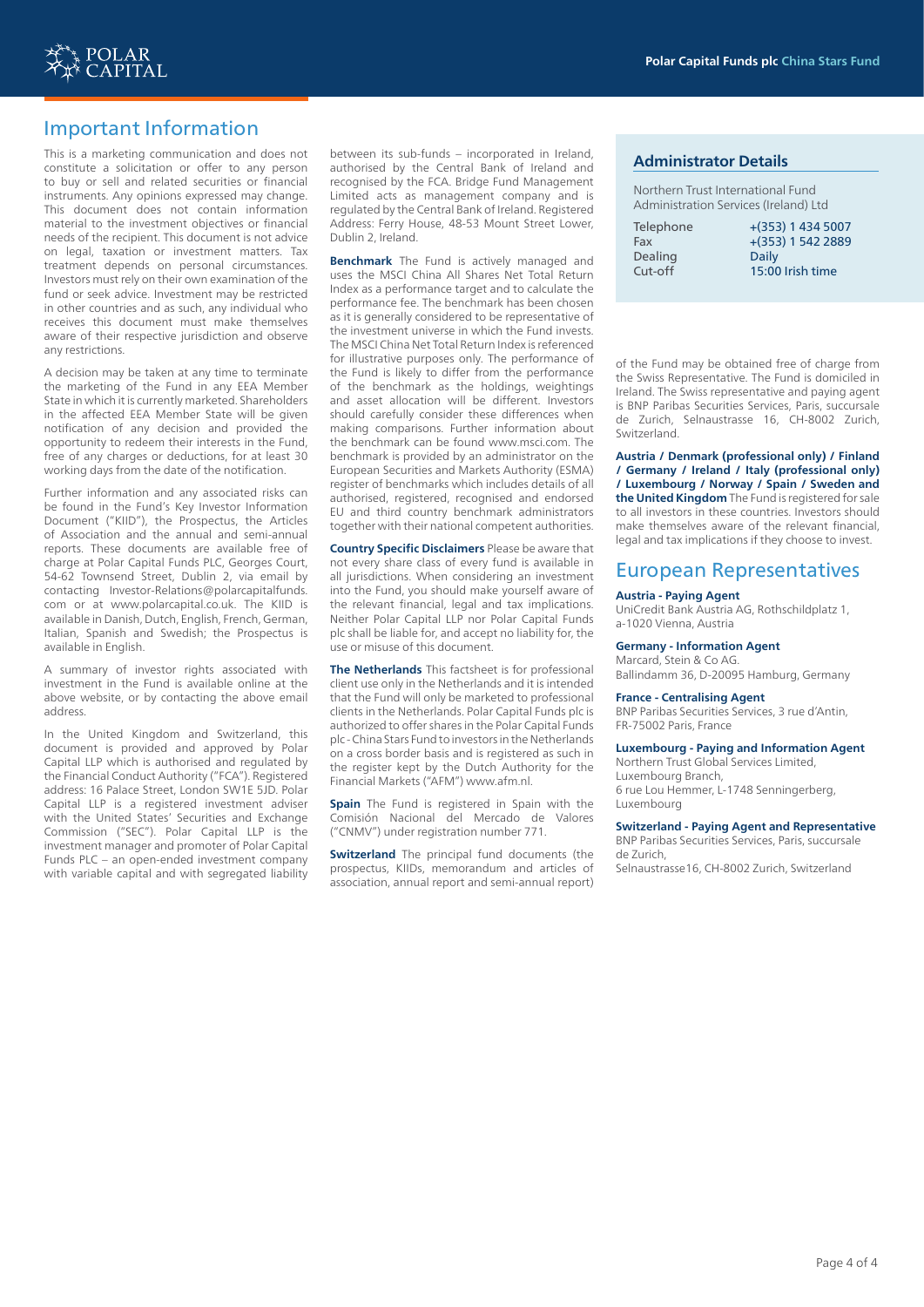## Important Information

This is a marketing communication and does not constitute a solicitation or offer to any person to buy or sell and related securities or financial instruments. Any opinions expressed may change. This document does not contain information material to the investment objectives or financial needs of the recipient. This document is not advice on legal, taxation or investment matters. Tax treatment depends on personal circumstances. Investors must rely on their own examination of the fund or seek advice. Investment may be restricted in other countries and as such, any individual who receives this document must make themselves aware of their respective jurisdiction and observe any restrictions.

A decision may be taken at any time to terminate the marketing of the Fund in any EEA Member State in which it is currently marketed. Shareholders in the affected EEA Member State will be given notification of any decision and provided the opportunity to redeem their interests in the Fund, free of any charges or deductions, for at least 30 working days from the date of the notification.

Further information and any associated risks can be found in the Fund's Key Investor Information Document ("KIID"), the Prospectus, the Articles of Association and the annual and semi-annual reports. These documents are available free of charge at Polar Capital Funds PLC, Georges Court, 54-62 Townsend Street, Dublin 2, via email by contacting Investor-Relations@polarcapitalfunds.com or at www.polarcapital.co.uk. The KIID is available in Danish, Dutch, English, French, German, Italian, Spanish and Swedish; the Prospectus is available in English.

A summary of investor rights associated with investment in the Fund is available online at the above website, or by contacting the above email address.

In the United Kingdom and Switzerland, this document is provided and approved by Polar Capital LLP which is authorised and regulated by the Financial Conduct Authority ("FCA"). Registered address: 16 Palace Street, London SW1E 5JD. Polar Capital LLP is a registered investment adviser with the United States' Securities and Exchange Commission ("SEC"). Polar Capital LLP is the investment manager and promoter of Polar Capital Funds PLC – an open-ended investment company with variable capital and with segregated liability between its sub-funds – incorporated in Ireland, authorised by the Central Bank of Ireland and recognised by the FCA. Bridge Fund Management Limited acts as management company and is regulated by the Central Bank of Ireland. Registered Address: Ferry House, 48-53 Mount Street Lower, Dublin 2, Ireland.

**Benchmark** The Fund is actively managed and uses the MSCI China All Shares Net Total Return Index as a performance target and to calculate the performance fee. The benchmark has been chosen as it is generally considered to be representative of the investment universe in which the Fund invests. The MSCI China Net Total Return Index is referenced for illustrative purposes only. The performance of the Fund is likely to differ from the performance of the benchmark as the holdings, weightings and asset allocation will be different. Investors should carefully consider these differences when making comparisons. Further information about the benchmark can be found www.msci.com. The benchmark is provided by an administrator on the European Securities and Markets Authority (ESMA) register of benchmarks which includes details of all authorised, registered, recognised and endorsed EU and third country benchmark administrators together with their national competent authorities.

**Country Specific Disclaimers** Please be aware that not every share class of every fund is available in all jurisdictions. When considering an investment into the Fund, you should make yourself aware of the relevant financial, legal and tax implications. Neither Polar Capital LLP nor Polar Capital Funds plc shall be liable for, and accept no liability for, the use or misuse of this document.

**The Netherlands** This factsheet is for professional client use only in the Netherlands and it is intended that the Fund will only be marketed to professional clients in the Netherlands. Polar Capital Funds plc is authorized to offer shares in the Polar Capital Funds plc - China Stars Fund to investors in the Netherlands on a cross border basis and is registered as such in the register kept by the Dutch Authority for the Financial Markets ("AFM") www.afm.nl.

**Spain** The Fund is registered in Spain with the Comisión Nacional del Mercado de Valores ("CNMV") under registration number 771.

**Switzerland** The principal fund documents (the prospectus, KIIDs, memorandum and articles of association, annual report and semi-annual report) of the Fund may be obtained free of charge from the Swiss Representative. The Fund is domiciled in Ireland. The Swiss representative and paying agent is BNP Paribas Securities Services, Paris, succursale de Zurich, Selnaustrasse 16, CH-8002 Zurich, Switzerland.

**Austria / Denmark (professional only) / Finland / Germany / Ireland / Italy (professional only) / Luxembourg / Norway / Spain / Sweden and the United Kingdom** The Fund is registered for sale to all investors in these countries. Investors should make themselves aware of the relevant financial, legal and tax implications if they choose to invest.

### Administrator Details

Northern Trust International Fund Administration Services (Ireland) Ltd

| | |
|---|---|
| Telephone | +(353) 1 434 5007 |
| Fax | +(353) 1 542 2889 |
| Dealing | Daily |
| Cut-off | 15:00 Irish time |

## European Representatives

**Austria - Paying Agent**
UniCredit Bank Austria AG, Rothschildplatz 1, a-1020 Vienna, Austria

**Germany - Information Agent**
Marcard, Stein & Co AG.
Ballindamm 36, D-20095 Hamburg, Germany

**France - Centralising Agent**
BNP Paribas Securities Services, 3 rue d'Antin, FR-75002 Paris, France

**Luxembourg - Paying and Information Agent**
Northern Trust Global Services Limited, Luxembourg Branch,
6 rue Lou Hemmer, L-1748 Senningerberg, Luxembourg

**Switzerland - Paying Agent and Representative**
BNP Paribas Securities Services, Paris, succursale de Zurich,
Selnaustrasse16, CH-8002 Zurich, Switzerland